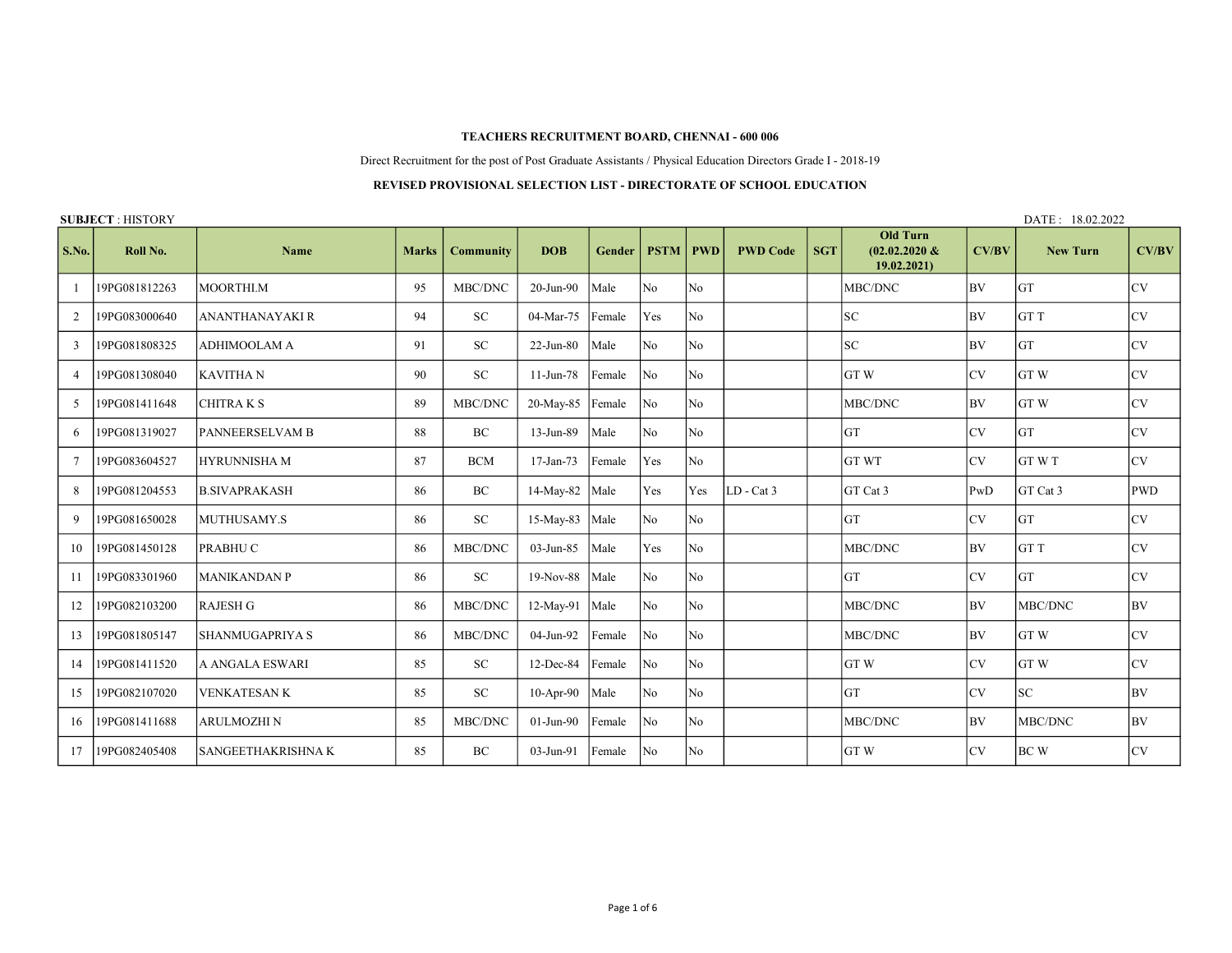**TEACHERS RECRUITMENT BOARD, CHENNAI - 600 006**

Direct Recruitment for the post of Post Graduate Assistants / Physical Education Directors Grade I - 2018-19

**REVISED PROVISIONAL SELECTION LIST - DIRECTORATE OF SCHOOL EDUCATION**

**SUBJECT** : HISTORY

DATE : 18.02.2022

| S.No. | Roll No. | Name | Marks | Community | DOB | Gender | PSTM | PWD | PWD Code | SGT | Old Turn (02.02.2020 & 19.02.2021) | CV/BV | New Turn | CV/BV |
|---|---|---|---|---|---|---|---|---|---|---|---|---|---|---|
| 1 | 19PG081812263 | MOORTHI.M | 95 | MBC/DNC | 20-Jun-90 | Male | No | No | | | MBC/DNC | BV | GT | CV |
| 2 | 19PG083000640 | ANANTHANAYAKI R | 94 | SC | 04-Mar-75 | Female | Yes | No | | | SC | BV | GT T | CV |
| 3 | 19PG081808325 | ADHIMOOLAM A | 91 | SC | 22-Jun-80 | Male | No | No | | | SC | BV | GT | CV |
| 4 | 19PG081308040 | KAVITHA N | 90 | SC | 11-Jun-78 | Female | No | No | | | GT W | CV | GT W | CV |
| 5 | 19PG081411648 | CHITRA K S | 89 | MBC/DNC | 20-May-85 | Female | No | No | | | MBC/DNC | BV | GT W | CV |
| 6 | 19PG081319027 | PANNEERSELVAM B | 88 | BC | 13-Jun-89 | Male | No | No | | | GT | CV | GT | CV |
| 7 | 19PG083604527 | HYRUNNISHA M | 87 | BCM | 17-Jan-73 | Female | Yes | No | | | GT WT | CV | GT W T | CV |
| 8 | 19PG081204553 | B.SIVAPRAKASH | 86 | BC | 14-May-82 | Male | Yes | Yes | LD - Cat 3 | | GT Cat 3 | PwD | GT Cat 3 | PWD |
| 9 | 19PG081650028 | MUTHUSAMY.S | 86 | SC | 15-May-83 | Male | No | No | | | GT | CV | GT | CV |
| 10 | 19PG081450128 | PRABHU C | 86 | MBC/DNC | 03-Jun-85 | Male | Yes | No | | | MBC/DNC | BV | GT T | CV |
| 11 | 19PG083301960 | MANIKANDAN P | 86 | SC | 19-Nov-88 | Male | No | No | | | GT | CV | GT | CV |
| 12 | 19PG082103200 | RAJESH G | 86 | MBC/DNC | 12-May-91 | Male | No | No | | | MBC/DNC | BV | MBC/DNC | BV |
| 13 | 19PG081805147 | SHANMUGAPRIYA S | 86 | MBC/DNC | 04-Jun-92 | Female | No | No | | | MBC/DNC | BV | GT W | CV |
| 14 | 19PG081411520 | A ANGALA ESWARI | 85 | SC | 12-Dec-84 | Female | No | No | | | GT W | CV | GT W | CV |
| 15 | 19PG082107020 | VENKATESAN K | 85 | SC | 10-Apr-90 | Male | No | No | | | GT | CV | SC | BV |
| 16 | 19PG081411688 | ARULMOZHI N | 85 | MBC/DNC | 01-Jun-90 | Female | No | No | | | MBC/DNC | BV | MBC/DNC | BV |
| 17 | 19PG082405408 | SANGEETHAKRISHNA K | 85 | BC | 03-Jun-91 | Female | No | No | | | GT W | CV | BC W | CV |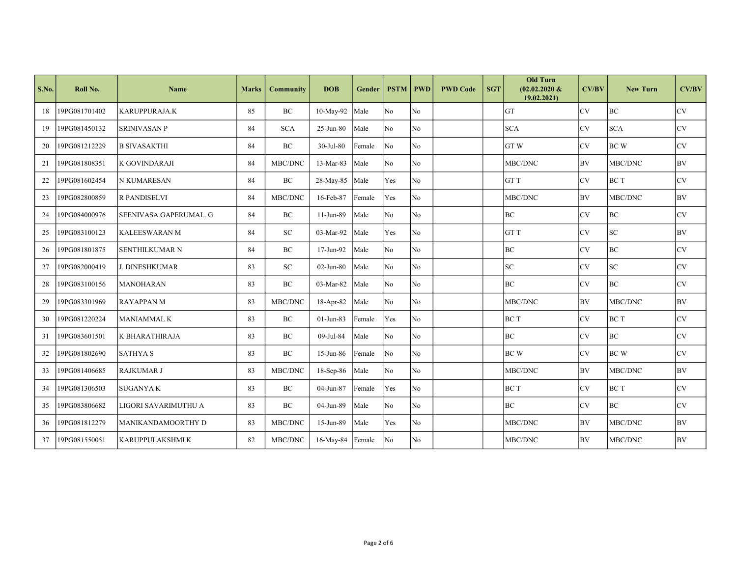| S.No. | Roll No. | Name | Marks | Community | DOB | Gender | PSTM | PWD | PWD Code | SGT | Old Turn (02.02.2020 & 19.02.2021) | CV/BV | New Turn | CV/BV |
|---|---|---|---|---|---|---|---|---|---|---|---|---|---|---|
| 18 | 19PG081701402 | KARUPPURAJA.K | 85 | BC | 10-May-92 | Male | No | No | | | GT | CV | BC | CV |
| 19 | 19PG081450132 | SRINIVASAN P | 84 | SCA | 25-Jun-80 | Male | No | No | | | SCA | CV | SCA | CV |
| 20 | 19PG081212229 | B SIVASAKTHI | 84 | BC | 30-Jul-80 | Female | No | No | | | GT W | CV | BC W | CV |
| 21 | 19PG081808351 | K GOVINDARAJI | 84 | MBC/DNC | 13-Mar-83 | Male | No | No | | | MBC/DNC | BV | MBC/DNC | BV |
| 22 | 19PG081602454 | N KUMARESAN | 84 | BC | 28-May-85 | Male | Yes | No | | | GT T | CV | BC T | CV |
| 23 | 19PG082800859 | R PANDISELVI | 84 | MBC/DNC | 16-Feb-87 | Female | Yes | No | | | MBC/DNC | BV | MBC/DNC | BV |
| 24 | 19PG084000976 | SEENIVASA GAPERUMAL. G | 84 | BC | 11-Jun-89 | Male | No | No | | | BC | CV | BC | CV |
| 25 | 19PG083100123 | KALEESWARAN M | 84 | SC | 03-Mar-92 | Male | Yes | No | | | GT T | CV | SC | BV |
| 26 | 19PG081801875 | SENTHILKUMAR N | 84 | BC | 17-Jun-92 | Male | No | No | | | BC | CV | BC | CV |
| 27 | 19PG082000419 | J. DINESHKUMAR | 83 | SC | 02-Jun-80 | Male | No | No | | | SC | CV | SC | CV |
| 28 | 19PG083100156 | MANOHARAN | 83 | BC | 03-Mar-82 | Male | No | No | | | BC | CV | BC | CV |
| 29 | 19PG083301969 | RAYAPPAN M | 83 | MBC/DNC | 18-Apr-82 | Male | No | No | | | MBC/DNC | BV | MBC/DNC | BV |
| 30 | 19PG081220224 | MANIAMMAL K | 83 | BC | 01-Jun-83 | Female | Yes | No | | | BC T | CV | BC T | CV |
| 31 | 19PG083601501 | K BHARATHIRAJA | 83 | BC | 09-Jul-84 | Male | No | No | | | BC | CV | BC | CV |
| 32 | 19PG081802690 | SATHYA S | 83 | BC | 15-Jun-86 | Female | No | No | | | BC W | CV | BC W | CV |
| 33 | 19PG081406685 | RAJKUMAR J | 83 | MBC/DNC | 18-Sep-86 | Male | No | No | | | MBC/DNC | BV | MBC/DNC | BV |
| 34 | 19PG081306503 | SUGANYA K | 83 | BC | 04-Jun-87 | Female | Yes | No | | | BC T | CV | BC T | CV |
| 35 | 19PG083806682 | LIGORI SAVARIMUTHU A | 83 | BC | 04-Jun-89 | Male | No | No | | | BC | CV | BC | CV |
| 36 | 19PG081812279 | MANIKANDAMOORTHY D | 83 | MBC/DNC | 15-Jun-89 | Male | Yes | No | | | MBC/DNC | BV | MBC/DNC | BV |
| 37 | 19PG081550051 | KARUPPULAKSHMI K | 82 | MBC/DNC | 16-May-84 | Female | No | No | | | MBC/DNC | BV | MBC/DNC | BV |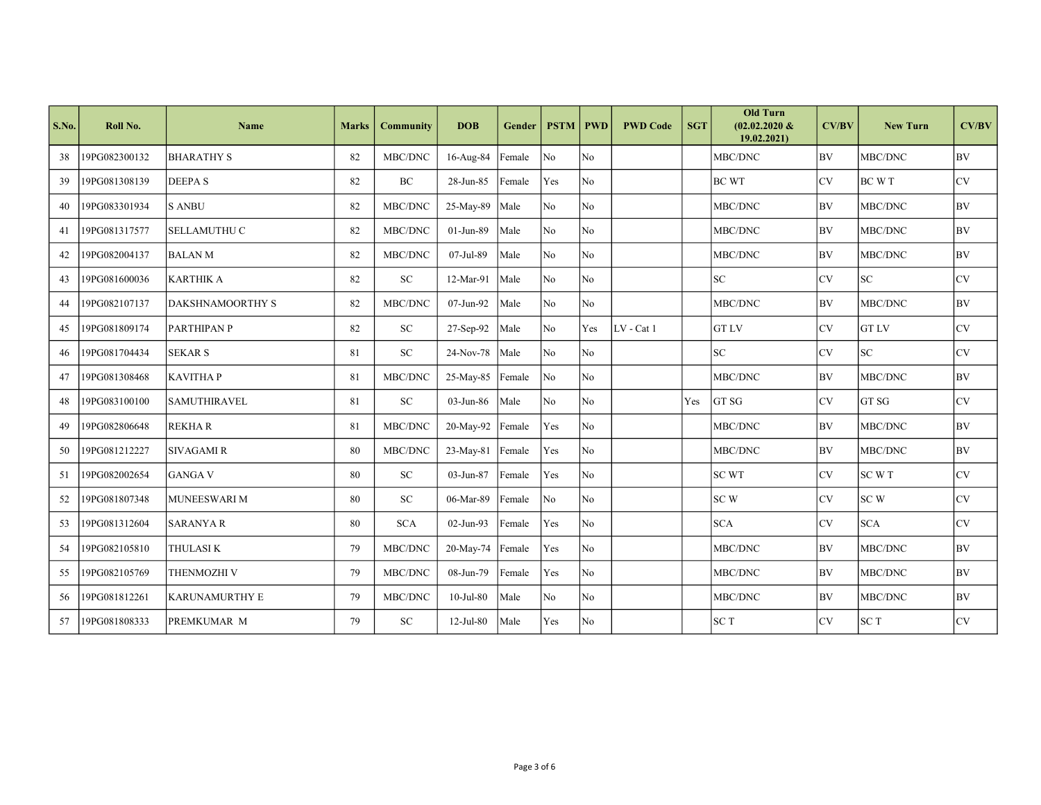| S.No. | Roll No. | Name | Marks | Community | DOB | Gender | PSTM | PWD | PWD Code | SGT | Old Turn (02.02.2020 & 19.02.2021) | CV/BV | New Turn | CV/BV |
|---|---|---|---|---|---|---|---|---|---|---|---|---|---|---|
| 38 | 19PG082300132 | BHARATHY S | 82 | MBC/DNC | 16-Aug-84 | Female | No | No | | | MBC/DNC | BV | MBC/DNC | BV |
| 39 | 19PG081308139 | DEEPA S | 82 | BC | 28-Jun-85 | Female | Yes | No | | | BC WT | CV | BC W T | CV |
| 40 | 19PG083301934 | S ANBU | 82 | MBC/DNC | 25-May-89 | Male | No | No | | | MBC/DNC | BV | MBC/DNC | BV |
| 41 | 19PG081317577 | SELLAMUTHU C | 82 | MBC/DNC | 01-Jun-89 | Male | No | No | | | MBC/DNC | BV | MBC/DNC | BV |
| 42 | 19PG082004137 | BALAN M | 82 | MBC/DNC | 07-Jul-89 | Male | No | No | | | MBC/DNC | BV | MBC/DNC | BV |
| 43 | 19PG081600036 | KARTHIK A | 82 | SC | 12-Mar-91 | Male | No | No | | | SC | CV | SC | CV |
| 44 | 19PG082107137 | DAKSHNAMOORTHY S | 82 | MBC/DNC | 07-Jun-92 | Male | No | No | | | MBC/DNC | BV | MBC/DNC | BV |
| 45 | 19PG081809174 | PARTHIPAN P | 82 | SC | 27-Sep-92 | Male | No | Yes | LV - Cat 1 | | GT LV | CV | GT LV | CV |
| 46 | 19PG081704434 | SEKAR S | 81 | SC | 24-Nov-78 | Male | No | No | | | SC | CV | SC | CV |
| 47 | 19PG081308468 | KAVITHA P | 81 | MBC/DNC | 25-May-85 | Female | No | No | | | MBC/DNC | BV | MBC/DNC | BV |
| 48 | 19PG083100100 | SAMUTHIRAVEL | 81 | SC | 03-Jun-86 | Male | No | No | | Yes | GT SG | CV | GT SG | CV |
| 49 | 19PG082806648 | REKHA R | 81 | MBC/DNC | 20-May-92 | Female | Yes | No | | | MBC/DNC | BV | MBC/DNC | BV |
| 50 | 19PG081212227 | SIVAGAMI R | 80 | MBC/DNC | 23-May-81 | Female | Yes | No | | | MBC/DNC | BV | MBC/DNC | BV |
| 51 | 19PG082002654 | GANGA V | 80 | SC | 03-Jun-87 | Female | Yes | No | | | SC WT | CV | SC W T | CV |
| 52 | 19PG081807348 | MUNEESWARI M | 80 | SC | 06-Mar-89 | Female | No | No | | | SC W | CV | SC W | CV |
| 53 | 19PG081312604 | SARANYA R | 80 | SCA | 02-Jun-93 | Female | Yes | No | | | SCA | CV | SCA | CV |
| 54 | 19PG082105810 | THULASI K | 79 | MBC/DNC | 20-May-74 | Female | Yes | No | | | MBC/DNC | BV | MBC/DNC | BV |
| 55 | 19PG082105769 | THENMOZHI V | 79 | MBC/DNC | 08-Jun-79 | Female | Yes | No | | | MBC/DNC | BV | MBC/DNC | BV |
| 56 | 19PG081812261 | KARUNAMURTHY E | 79 | MBC/DNC | 10-Jul-80 | Male | No | No | | | MBC/DNC | BV | MBC/DNC | BV |
| 57 | 19PG081808333 | PREMKUMAR M | 79 | SC | 12-Jul-80 | Male | Yes | No | | | SC T | CV | SC T | CV |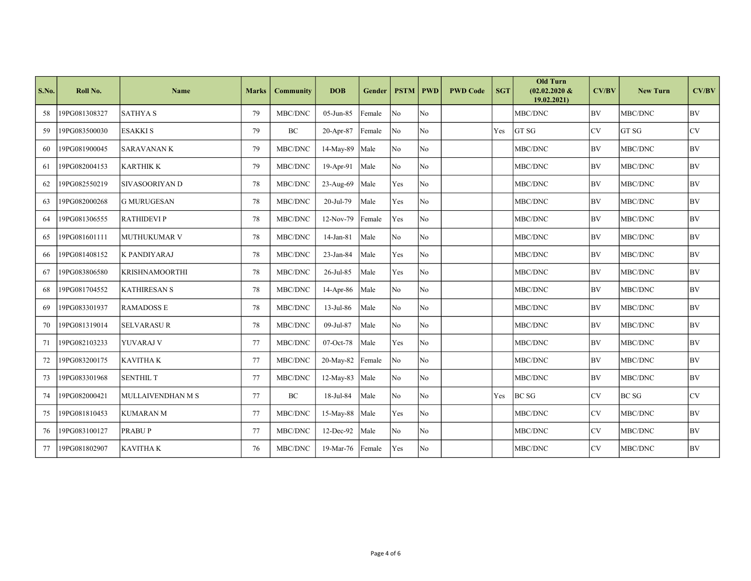| S.No. | Roll No. | Name | Marks | Community | DOB | Gender | PSTM | PWD | PWD Code | SGT | Old Turn (02.02.2020 & 19.02.2021) | CV/BV | New Turn | CV/BV |
|---|---|---|---|---|---|---|---|---|---|---|---|---|---|---|
| 58 | 19PG081308327 | SATHYA S | 79 | MBC/DNC | 05-Jun-85 | Female | No | No | | | MBC/DNC | BV | MBC/DNC | BV |
| 59 | 19PG083500030 | ESAKKI S | 79 | BC | 20-Apr-87 | Female | No | No | | Yes | GT SG | CV | GT SG | CV |
| 60 | 19PG081900045 | SARAVANAN K | 79 | MBC/DNC | 14-May-89 | Male | No | No | | | MBC/DNC | BV | MBC/DNC | BV |
| 61 | 19PG082004153 | KARTHIK K | 79 | MBC/DNC | 19-Apr-91 | Male | No | No | | | MBC/DNC | BV | MBC/DNC | BV |
| 62 | 19PG082550219 | SIVASOORIYAN D | 78 | MBC/DNC | 23-Aug-69 | Male | Yes | No | | | MBC/DNC | BV | MBC/DNC | BV |
| 63 | 19PG082000268 | G MURUGESAN | 78 | MBC/DNC | 20-Jul-79 | Male | Yes | No | | | MBC/DNC | BV | MBC/DNC | BV |
| 64 | 19PG081306555 | RATHIDEVI P | 78 | MBC/DNC | 12-Nov-79 | Female | Yes | No | | | MBC/DNC | BV | MBC/DNC | BV |
| 65 | 19PG081601111 | MUTHUKUMAR V | 78 | MBC/DNC | 14-Jan-81 | Male | No | No | | | MBC/DNC | BV | MBC/DNC | BV |
| 66 | 19PG081408152 | K PANDIYARAJ | 78 | MBC/DNC | 23-Jan-84 | Male | Yes | No | | | MBC/DNC | BV | MBC/DNC | BV |
| 67 | 19PG083806580 | KRISHNAMOORTHI | 78 | MBC/DNC | 26-Jul-85 | Male | Yes | No | | | MBC/DNC | BV | MBC/DNC | BV |
| 68 | 19PG081704552 | KATHIRESAN S | 78 | MBC/DNC | 14-Apr-86 | Male | No | No | | | MBC/DNC | BV | MBC/DNC | BV |
| 69 | 19PG083301937 | RAMADOSS E | 78 | MBC/DNC | 13-Jul-86 | Male | No | No | | | MBC/DNC | BV | MBC/DNC | BV |
| 70 | 19PG081319014 | SELVARASU R | 78 | MBC/DNC | 09-Jul-87 | Male | No | No | | | MBC/DNC | BV | MBC/DNC | BV |
| 71 | 19PG082103233 | YUVARAJ V | 77 | MBC/DNC | 07-Oct-78 | Male | Yes | No | | | MBC/DNC | BV | MBC/DNC | BV |
| 72 | 19PG083200175 | KAVITHA K | 77 | MBC/DNC | 20-May-82 | Female | No | No | | | MBC/DNC | BV | MBC/DNC | BV |
| 73 | 19PG083301968 | SENTHIL T | 77 | MBC/DNC | 12-May-83 | Male | No | No | | | MBC/DNC | BV | MBC/DNC | BV |
| 74 | 19PG082000421 | MULLAIVENDHAN M S | 77 | BC | 18-Jul-84 | Male | No | No | | Yes | BC SG | CV | BC SG | CV |
| 75 | 19PG081810453 | KUMARAN M | 77 | MBC/DNC | 15-May-88 | Male | Yes | No | | | MBC/DNC | CV | MBC/DNC | BV |
| 76 | 19PG083100127 | PRABU P | 77 | MBC/DNC | 12-Dec-92 | Male | No | No | | | MBC/DNC | CV | MBC/DNC | BV |
| 77 | 19PG081802907 | KAVITHA K | 76 | MBC/DNC | 19-Mar-76 | Female | Yes | No | | | MBC/DNC | CV | MBC/DNC | BV |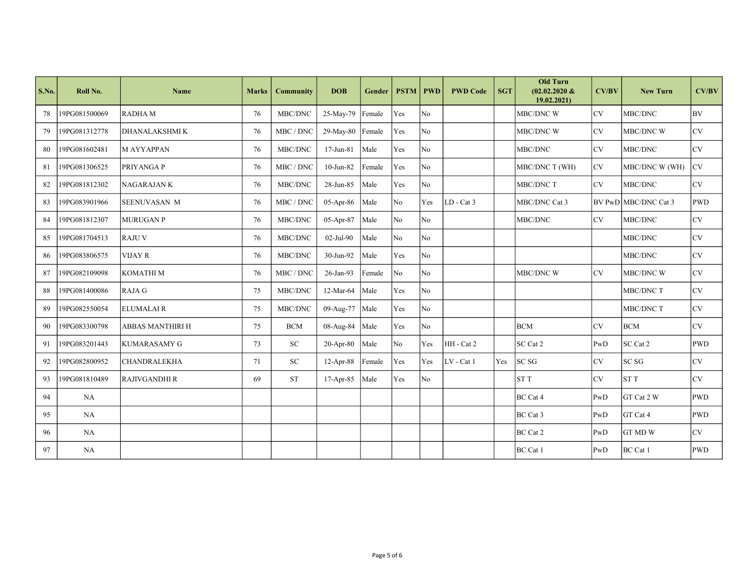| S.No. | Roll No. | Name | Marks | Community | DOB | Gender | PSTM | PWD | PWD Code | SGT | Old Turn (02.02.2020 & 19.02.2021) | CV/BV | New Turn | CV/BV |
|---|---|---|---|---|---|---|---|---|---|---|---|---|---|---|
| 78 | 19PG081500069 | RADHA M | 76 | MBC/DNC | 25-May-79 | Female | Yes | No | | | MBC/DNC W | CV | MBC/DNC | BV |
| 79 | 19PG081312778 | DHANALAKSHMI K | 76 | MBC / DNC | 29-May-80 | Female | Yes | No | | | MBC/DNC W | CV | MBC/DNC W | CV |
| 80 | 19PG081602481 | M AYYAPPAN | 76 | MBC/DNC | 17-Jun-81 | Male | Yes | No | | | MBC/DNC | CV | MBC/DNC | CV |
| 81 | 19PG081306525 | PRIYANGA P | 76 | MBC / DNC | 10-Jun-82 | Female | Yes | No | | | MBC/DNC T (WH) | CV | MBC/DNC W (WH) | CV |
| 82 | 19PG081812302 | NAGARAJAN K | 76 | MBC/DNC | 28-Jun-85 | Male | Yes | No | | | MBC/DNC T | CV | MBC/DNC | CV |
| 83 | 19PG083901966 | SEENUVASAN M | 76 | MBC / DNC | 05-Apr-86 | Male | No | Yes | LD - Cat 3 | | MBC/DNC Cat 3 | BV PwD | MBC/DNC Cat 3 | PWD |
| 84 | 19PG081812307 | MURUGAN P | 76 | MBC/DNC | 05-Apr-87 | Male | No | No | | | MBC/DNC | CV | MBC/DNC | CV |
| 85 | 19PG081704513 | RAJU V | 76 | MBC/DNC | 02-Jul-90 | Male | No | No | | | | | MBC/DNC | CV |
| 86 | 19PG083806575 | VIJAY R | 76 | MBC/DNC | 30-Jun-92 | Male | Yes | No | | | | | MBC/DNC | CV |
| 87 | 19PG082109098 | KOMATHI M | 76 | MBC / DNC | 26-Jan-93 | Female | No | No | | | MBC/DNC W | CV | MBC/DNC W | CV |
| 88 | 19PG081400086 | RAJA G | 75 | MBC/DNC | 12-Mar-64 | Male | Yes | No | | | | | MBC/DNC T | CV |
| 89 | 19PG082550054 | ELUMALAI R | 75 | MBC/DNC | 09-Aug-77 | Male | Yes | No | | | | | MBC/DNC T | CV |
| 90 | 19PG083300798 | ABBAS MANTHIRI H | 75 | BCM | 08-Aug-84 | Male | Yes | No | | | BCM | CV | BCM | CV |
| 91 | 19PG083201443 | KUMARASAMY G | 73 | SC | 20-Apr-80 | Male | No | Yes | HH - Cat 2 | | SC Cat 2 | PwD | SC Cat 2 | PWD |
| 92 | 19PG082800952 | CHANDRALEKHA | 71 | SC | 12-Apr-88 | Female | Yes | Yes | LV - Cat 1 | Yes | SC SG | CV | SC SG | CV |
| 93 | 19PG081810489 | RAJIVGANDHI R | 69 | ST | 17-Apr-85 | Male | Yes | No | | | ST T | CV | ST T | CV |
| 94 | NA | | | | | | | | | | BC Cat 4 | PwD | GT Cat 2 W | PWD |
| 95 | NA | | | | | | | | | | BC Cat 3 | PwD | GT Cat 4 | PWD |
| 96 | NA | | | | | | | | | | BC Cat 2 | PwD | GT MD W | CV |
| 97 | NA | | | | | | | | | | BC Cat 1 | PwD | BC Cat 1 | PWD |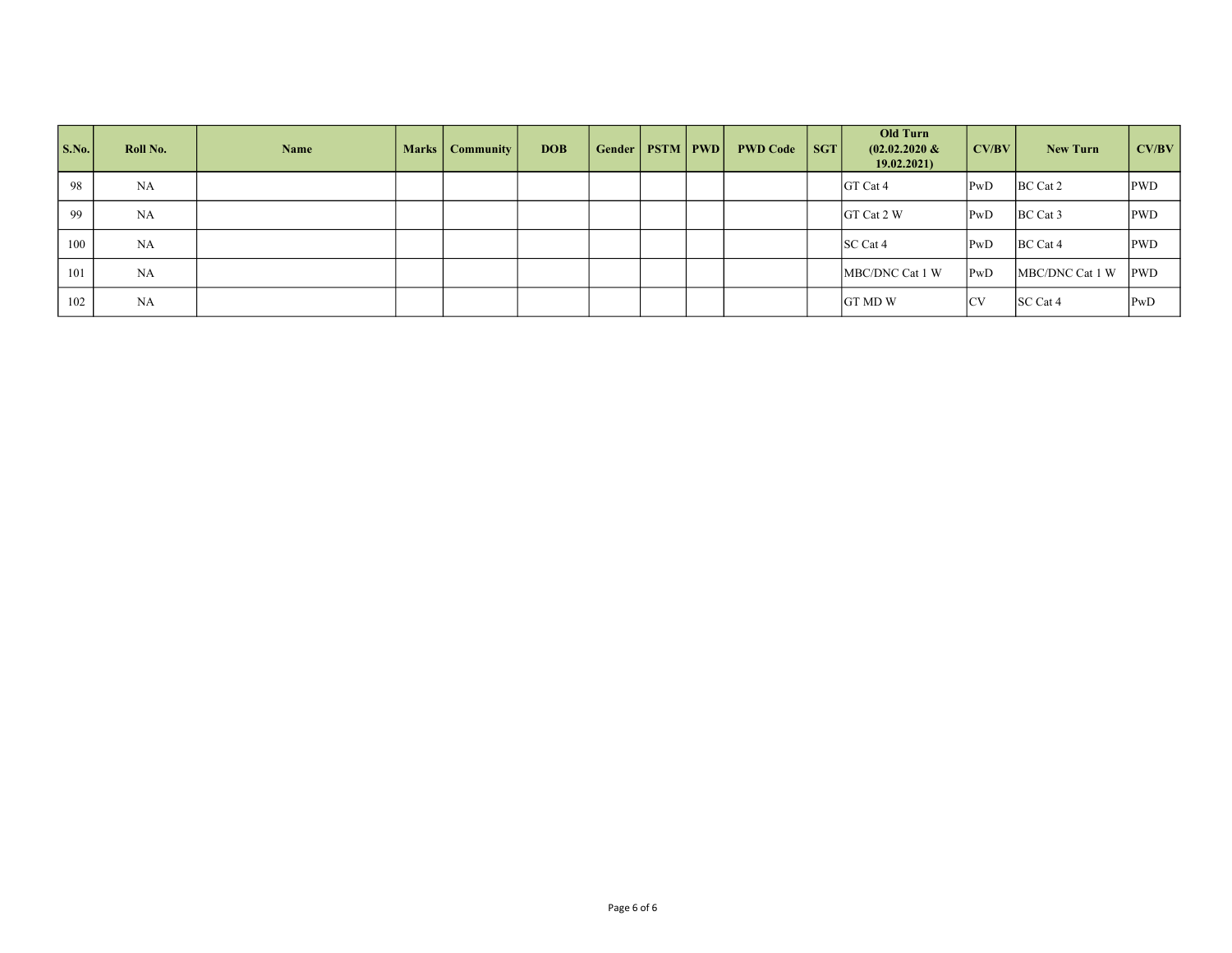| S.No. | Roll No. | Name | Marks | Community | DOB | Gender | PSTM | PWD | PWD Code | SGT | Old Turn (02.02.2020 & 19.02.2021) | CV/BV | New Turn | CV/BV |
|---|---|---|---|---|---|---|---|---|---|---|---|---|---|---|
| 98 | NA | | | | | | | | | | GT Cat 4 | PwD | BC Cat 2 | PWD |
| 99 | NA | | | | | | | | | | GT Cat 2 W | PwD | BC Cat 3 | PWD |
| 100 | NA | | | | | | | | | | SC Cat 4 | PwD | BC Cat 4 | PWD |
| 101 | NA | | | | | | | | | | MBC/DNC Cat 1 W | PwD | MBC/DNC Cat 1 W | PWD |
| 102 | NA | | | | | | | | | | GT MD W | CV | SC Cat 4 | PwD |